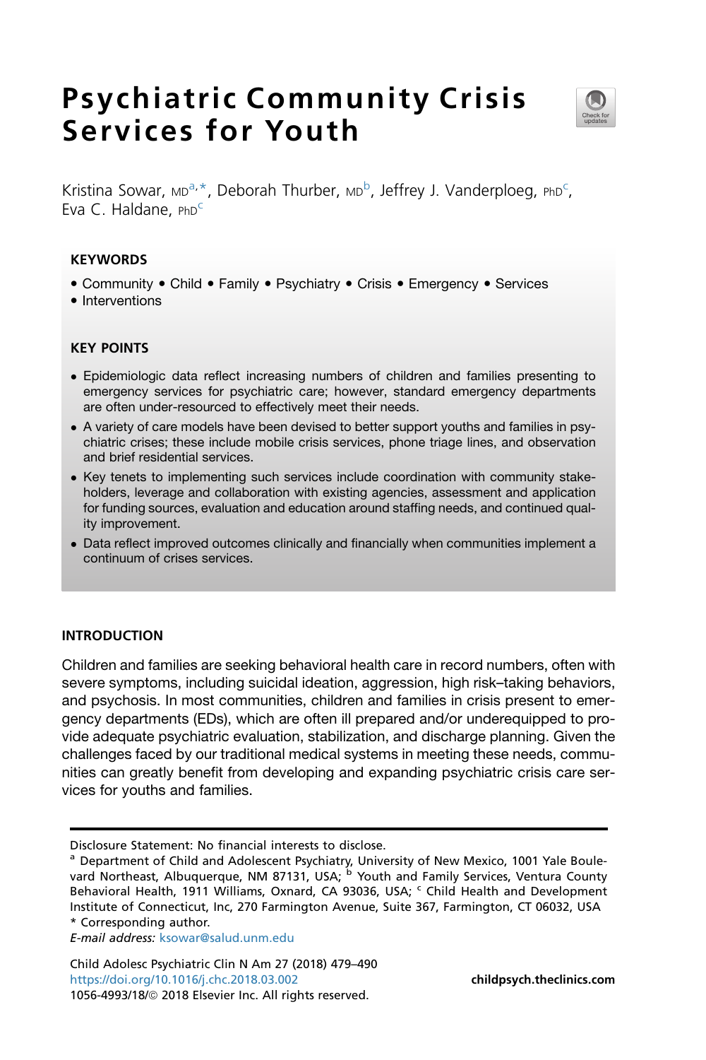# Psychiatric Community Crisis Services for Youth

Kristina Sowar, MD[a,*], Deborah Thurber, MD[b], Jeffrey J. Vanderploeg, PhD[c], Eva C. Haldane, PhD[c]

## KEYWORDS

- Community • Child • Family • Psychiatry • Crisis • Emergency • Services
- Interventions

## KEY POINTS

- Epidemiologic data reflect increasing numbers of children and families presenting to emergency services for psychiatric care; however, standard emergency departments are often under-resourced to effectively meet their needs.
- A variety of care models have been devised to better support youths and families in psychiatric crises; these include mobile crisis services, phone triage lines, and observation and brief residential services.
- Key tenets to implementing such services include coordination with community stakeholders, leverage and collaboration with existing agencies, assessment and application for funding sources, evaluation and education around staffing needs, and continued quality improvement.
- Data reflect improved outcomes clinically and financially when communities implement a continuum of crises services.

## INTRODUCTION

Children and families are seeking behavioral health care in record numbers, often with severe symptoms, including suicidal ideation, aggression, high risk–taking behaviors, and psychosis. In most communities, children and families in crisis present to emergency departments (EDs), which are often ill prepared and/or underequipped to provide adequate psychiatric evaluation, stabilization, and discharge planning. Given the challenges faced by our traditional medical systems in meeting these needs, communities can greatly benefit from developing and expanding psychiatric crisis care services for youths and families.

Disclosure Statement: No financial interests to disclose.

[a] Department of Child and Adolescent Psychiatry, University of New Mexico, 1001 Yale Boulevard Northeast, Albuquerque, NM 87131, USA; [b] Youth and Family Services, Ventura County Behavioral Health, 1911 Williams, Oxnard, CA 93036, USA; [c] Child Health and Development Institute of Connecticut, Inc, 270 Farmington Avenue, Suite 367, Farmington, CT 06032, USA

\* Corresponding author.

*E-mail address:* ksowar@salud.unm.edu

Child Adolesc Psychiatric Clin N Am 27 (2018) 479–490
https://doi.org/10.1016/j.chc.2018.03.002
1056-4993/18/© 2018 Elsevier Inc. All rights reserved.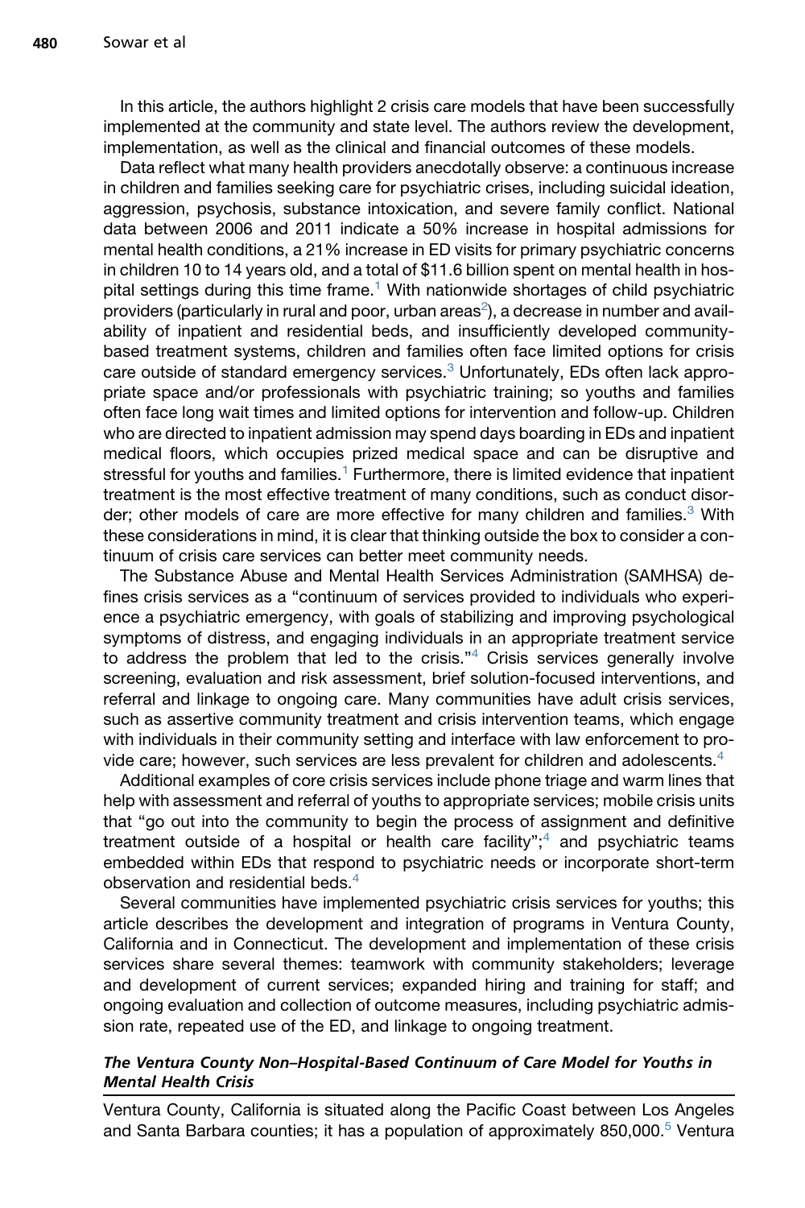In this article, the authors highlight 2 crisis care models that have been successfully implemented at the community and state level. The authors review the development, implementation, as well as the clinical and financial outcomes of these models.

Data reflect what many health providers anecdotally observe: a continuous increase in children and families seeking care for psychiatric crises, including suicidal ideation, aggression, psychosis, substance intoxication, and severe family conflict. National data between 2006 and 2011 indicate a 50% increase in hospital admissions for mental health conditions, a 21% increase in ED visits for primary psychiatric concerns in children 10 to 14 years old, and a total of $11.6 billion spent on mental health in hospital settings during this time frame.[1] With nationwide shortages of child psychiatric providers (particularly in rural and poor, urban areas[2]), a decrease in number and availability of inpatient and residential beds, and insufficiently developed community-based treatment systems, children and families often face limited options for crisis care outside of standard emergency services.[3] Unfortunately, EDs often lack appropriate space and/or professionals with psychiatric training; so youths and families often face long wait times and limited options for intervention and follow-up. Children who are directed to inpatient admission may spend days boarding in EDs and inpatient medical floors, which occupies prized medical space and can be disruptive and stressful for youths and families.[1] Furthermore, there is limited evidence that inpatient treatment is the most effective treatment of many conditions, such as conduct disorder; other models of care are more effective for many children and families.[3] With these considerations in mind, it is clear that thinking outside the box to consider a continuum of crisis care services can better meet community needs.

The Substance Abuse and Mental Health Services Administration (SAMHSA) defines crisis services as a "continuum of services provided to individuals who experience a psychiatric emergency, with goals of stabilizing and improving psychological symptoms of distress, and engaging individuals in an appropriate treatment service to address the problem that led to the crisis."[4] Crisis services generally involve screening, evaluation and risk assessment, brief solution-focused interventions, and referral and linkage to ongoing care. Many communities have adult crisis services, such as assertive community treatment and crisis intervention teams, which engage with individuals in their community setting and interface with law enforcement to provide care; however, such services are less prevalent for children and adolescents.[4]

Additional examples of core crisis services include phone triage and warm lines that help with assessment and referral of youths to appropriate services; mobile crisis units that "go out into the community to begin the process of assignment and definitive treatment outside of a hospital or health care facility";[4] and psychiatric teams embedded within EDs that respond to psychiatric needs or incorporate short-term observation and residential beds.[4]

Several communities have implemented psychiatric crisis services for youths; this article describes the development and integration of programs in Ventura County, California and in Connecticut. The development and implementation of these crisis services share several themes: teamwork with community stakeholders; leverage and development of current services; expanded hiring and training for staff; and ongoing evaluation and collection of outcome measures, including psychiatric admission rate, repeated use of the ED, and linkage to ongoing treatment.

### *The Ventura County Non–Hospital-Based Continuum of Care Model for Youths in Mental Health Crisis*

Ventura County, California is situated along the Pacific Coast between Los Angeles and Santa Barbara counties; it has a population of approximately 850,000.[5] Ventura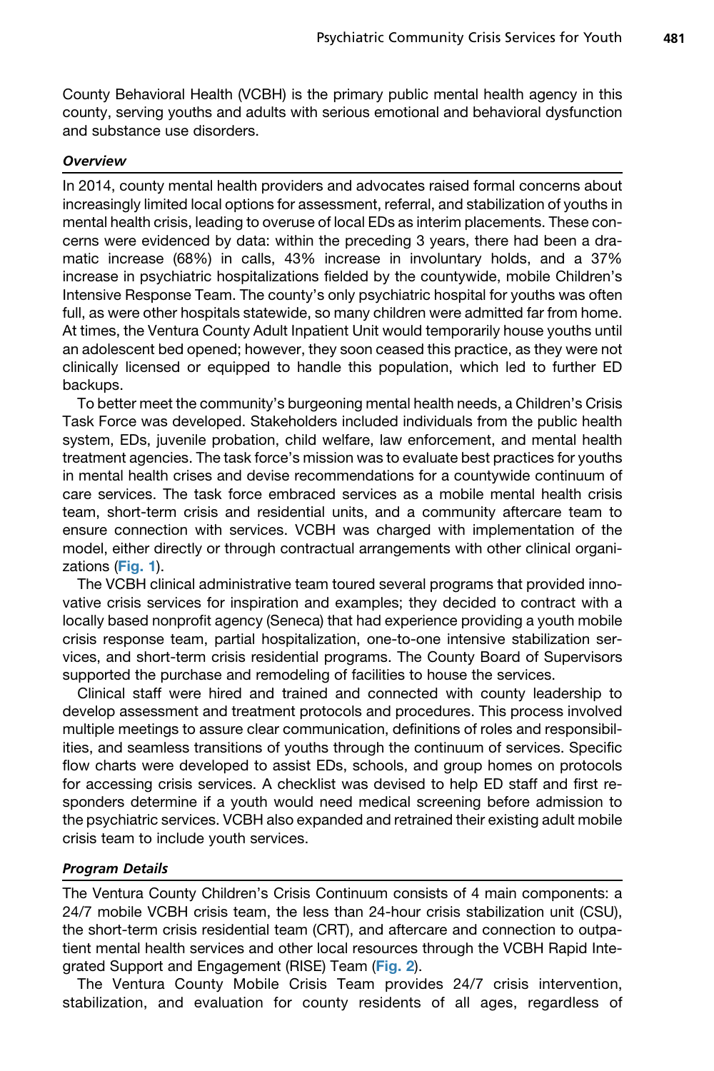County Behavioral Health (VCBH) is the primary public mental health agency in this county, serving youths and adults with serious emotional and behavioral dysfunction and substance use disorders.

### *Overview*

In 2014, county mental health providers and advocates raised formal concerns about increasingly limited local options for assessment, referral, and stabilization of youths in mental health crisis, leading to overuse of local EDs as interim placements. These concerns were evidenced by data: within the preceding 3 years, there had been a dramatic increase (68%) in calls, 43% increase in involuntary holds, and a 37% increase in psychiatric hospitalizations fielded by the countywide, mobile Children's Intensive Response Team. The county's only psychiatric hospital for youths was often full, as were other hospitals statewide, so many children were admitted far from home. At times, the Ventura County Adult Inpatient Unit would temporarily house youths until an adolescent bed opened; however, they soon ceased this practice, as they were not clinically licensed or equipped to handle this population, which led to further ED backups.

To better meet the community's burgeoning mental health needs, a Children's Crisis Task Force was developed. Stakeholders included individuals from the public health system, EDs, juvenile probation, child welfare, law enforcement, and mental health treatment agencies. The task force's mission was to evaluate best practices for youths in mental health crises and devise recommendations for a countywide continuum of care services. The task force embraced services as a mobile mental health crisis team, short-term crisis and residential units, and a community aftercare team to ensure connection with services. VCBH was charged with implementation of the model, either directly or through contractual arrangements with other clinical organizations (**Fig. 1**).

The VCBH clinical administrative team toured several programs that provided innovative crisis services for inspiration and examples; they decided to contract with a locally based nonprofit agency (Seneca) that had experience providing a youth mobile crisis response team, partial hospitalization, one-to-one intensive stabilization services, and short-term crisis residential programs. The County Board of Supervisors supported the purchase and remodeling of facilities to house the services.

Clinical staff were hired and trained and connected with county leadership to develop assessment and treatment protocols and procedures. This process involved multiple meetings to assure clear communication, definitions of roles and responsibilities, and seamless transitions of youths through the continuum of services. Specific flow charts were developed to assist EDs, schools, and group homes on protocols for accessing crisis services. A checklist was devised to help ED staff and first responders determine if a youth would need medical screening before admission to the psychiatric services. VCBH also expanded and retrained their existing adult mobile crisis team to include youth services.

### *Program Details*

The Ventura County Children's Crisis Continuum consists of 4 main components: a 24/7 mobile VCBH crisis team, the less than 24-hour crisis stabilization unit (CSU), the short-term crisis residential team (CRT), and aftercare and connection to outpatient mental health services and other local resources through the VCBH Rapid Integrated Support and Engagement (RISE) Team (**Fig. 2**).

The Ventura County Mobile Crisis Team provides 24/7 crisis intervention, stabilization, and evaluation for county residents of all ages, regardless of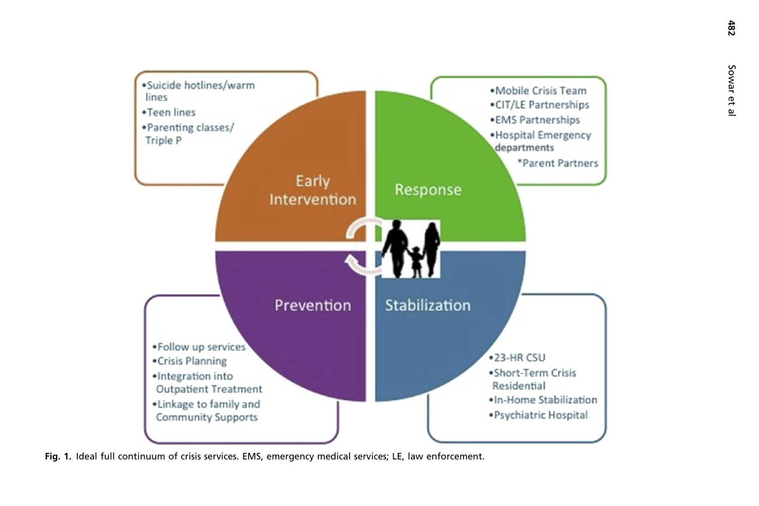Early Intervention

- Suicide hotlines/warm lines
- Teen lines
- Parenting classes/ Triple P

Response

- Mobile Crisis Team
- CIT/LE Partnerships
- EMS Partnerships
- Hospital Emergency departments

*Parent Partners

Stabilization

- 23-HR CSU
- Short-Term Crisis Residential
- In-Home Stabilization
- Psychiatric Hospital

Prevention

- Follow up services
- Crisis Planning
- Integration into Outpatient Treatment
- Linkage to family and Community Supports

**Fig. 1.** Ideal full continuum of crisis services. EMS, emergency medical services; LE, law enforcement.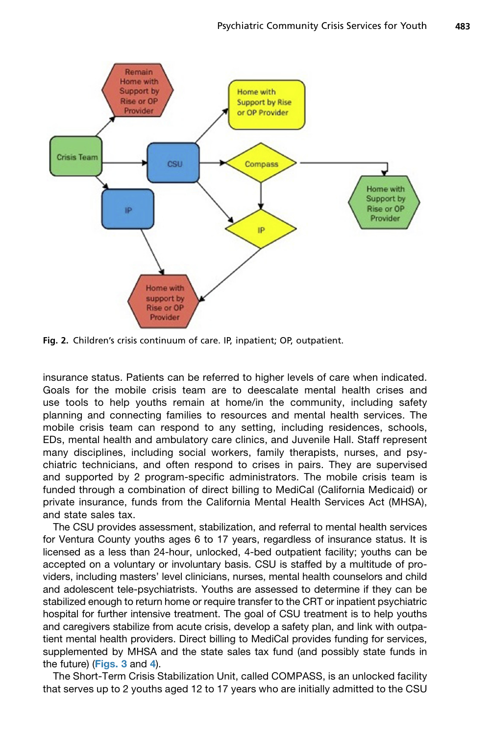Fig. 2. Children's crisis continuum of care. IP, inpatient; OP, outpatient.

insurance status. Patients can be referred to higher levels of care when indicated. Goals for the mobile crisis team are to deescalate mental health crises and use tools to help youths remain at home/in the community, including safety planning and connecting families to resources and mental health services. The mobile crisis team can respond to any setting, including residences, schools, EDs, mental health and ambulatory care clinics, and Juvenile Hall. Staff represent many disciplines, including social workers, family therapists, nurses, and psychiatric technicians, and often respond to crises in pairs. They are supervised and supported by 2 program-specific administrators. The mobile crisis team is funded through a combination of direct billing to MediCal (California Medicaid) or private insurance, funds from the California Mental Health Services Act (MHSA), and state sales tax.

The CSU provides assessment, stabilization, and referral to mental health services for Ventura County youths ages 6 to 17 years, regardless of insurance status. It is licensed as a less than 24-hour, unlocked, 4-bed outpatient facility; youths can be accepted on a voluntary or involuntary basis. CSU is staffed by a multitude of providers, including masters' level clinicians, nurses, mental health counselors and child and adolescent tele-psychiatrists. Youths are assessed to determine if they can be stabilized enough to return home or require transfer to the CRT or inpatient psychiatric hospital for further intensive treatment. The goal of CSU treatment is to help youths and caregivers stabilize from acute crisis, develop a safety plan, and link with outpatient mental health providers. Direct billing to MediCal provides funding for services, supplemented by MHSA and the state sales tax fund (and possibly state funds in the future) (Figs. 3 and 4).

The Short-Term Crisis Stabilization Unit, called COMPASS, is an unlocked facility that serves up to 2 youths aged 12 to 17 years who are initially admitted to the CSU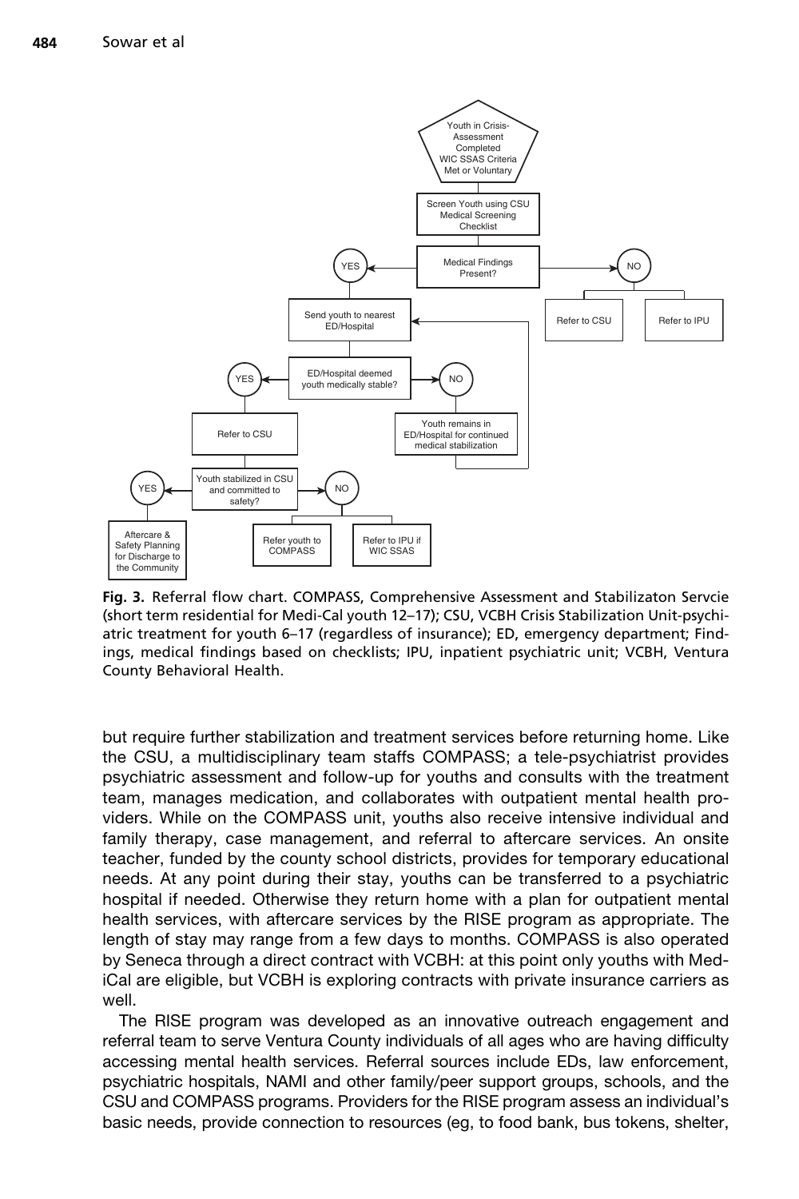**Fig. 3.** Referral flow chart. COMPASS, Comprehensive Assessment and Stabilizaton Servcie (short term residential for Medi-Cal youth 12–17); CSU, VCBH Crisis Stabilization Unit-psychiatric treatment for youth 6–17 (regardless of insurance); ED, emergency department; Findings, medical findings based on checklists; IPU, inpatient psychiatric unit; VCBH, Ventura County Behavioral Health.

but require further stabilization and treatment services before returning home. Like the CSU, a multidisciplinary team staffs COMPASS; a tele-psychiatrist provides psychiatric assessment and follow-up for youths and consults with the treatment team, manages medication, and collaborates with outpatient mental health providers. While on the COMPASS unit, youths also receive intensive individual and family therapy, case management, and referral to aftercare services. An onsite teacher, funded by the county school districts, provides for temporary educational needs. At any point during their stay, youths can be transferred to a psychiatric hospital if needed. Otherwise they return home with a plan for outpatient mental health services, with aftercare services by the RISE program as appropriate. The length of stay may range from a few days to months. COMPASS is also operated by Seneca through a direct contract with VCBH: at this point only youths with Medi-Cal are eligible, but VCBH is exploring contracts with private insurance carriers as well.

The RISE program was developed as an innovative outreach engagement and referral team to serve Ventura County individuals of all ages who are having difficulty accessing mental health services. Referral sources include EDs, law enforcement, psychiatric hospitals, NAMI and other family/peer support groups, schools, and the CSU and COMPASS programs. Providers for the RISE program assess an individual's basic needs, provide connection to resources (eg, to food bank, bus tokens, shelter,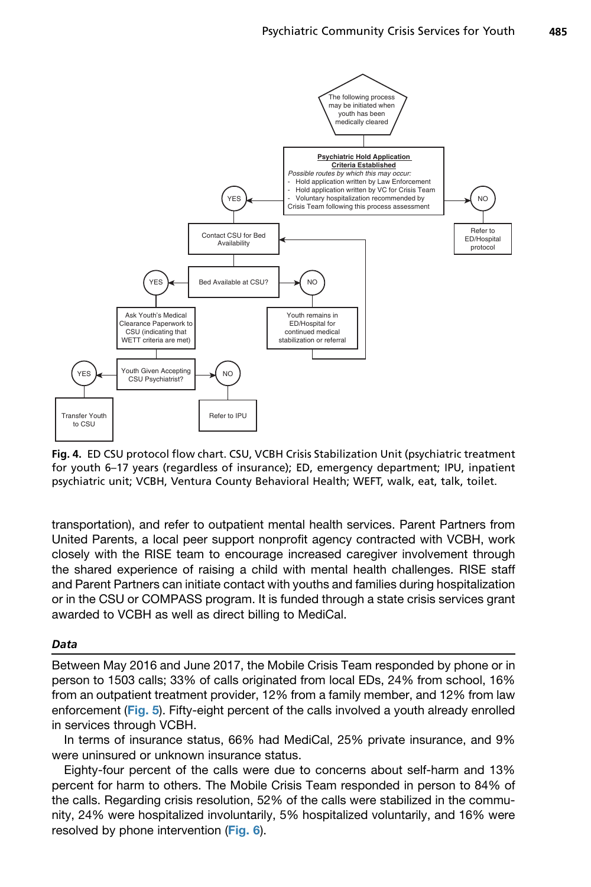The following process may be initiated when youth has been medically cleared

**Psychiatric Hold Application Criteria Established**

*Possible routes by which this may occur:*

- Hold application written by Law Enforcement
- Hold application written by VC for Crisis Team
- Voluntary hospitalization recommended by Crisis Team following this process assessment

- YES → Contact CSU for Bed Availability
  - Bed Available at CSU?
    - YES → Ask Youth's Medical Clearance Paperwork to CSU (indicating that WETT criteria are met)
      - Youth Given Accepting CSU Psychiatrist?
        - YES → Transfer Youth to CSU
        - NO → Refer to IPU
    - NO → Youth remains in ED/Hospital for continued medical stabilization or referral → (return to Contact CSU for Bed Availability)
- NO → Refer to ED/Hospital protocol

**Fig. 4.** ED CSU protocol flow chart. CSU, VCBH Crisis Stabilization Unit (psychiatric treatment for youth 6–17 years (regardless of insurance); ED, emergency department; IPU, inpatient psychiatric unit; VCBH, Ventura County Behavioral Health; WEFT, walk, eat, talk, toilet.

transportation), and refer to outpatient mental health services. Parent Partners from United Parents, a local peer support nonprofit agency contracted with VCBH, work closely with the RISE team to encourage increased caregiver involvement through the shared experience of raising a child with mental health challenges. RISE staff and Parent Partners can initiate contact with youths and families during hospitalization or in the CSU or COMPASS program. It is funded through a state crisis services grant awarded to VCBH as well as direct billing to MediCal.

### *Data*

Between May 2016 and June 2017, the Mobile Crisis Team responded by phone or in person to 1503 calls; 33% of calls originated from local EDs, 24% from school, 16% from an outpatient treatment provider, 12% from a family member, and 12% from law enforcement (Fig. 5). Fifty-eight percent of the calls involved a youth already enrolled in services through VCBH.

In terms of insurance status, 66% had MediCal, 25% private insurance, and 9% were uninsured or unknown insurance status.

Eighty-four percent of the calls were due to concerns about self-harm and 13% percent for harm to others. The Mobile Crisis Team responded in person to 84% of the calls. Regarding crisis resolution, 52% of the calls were stabilized in the community, 24% were hospitalized involuntarily, 5% hospitalized voluntarily, and 16% were resolved by phone intervention (Fig. 6).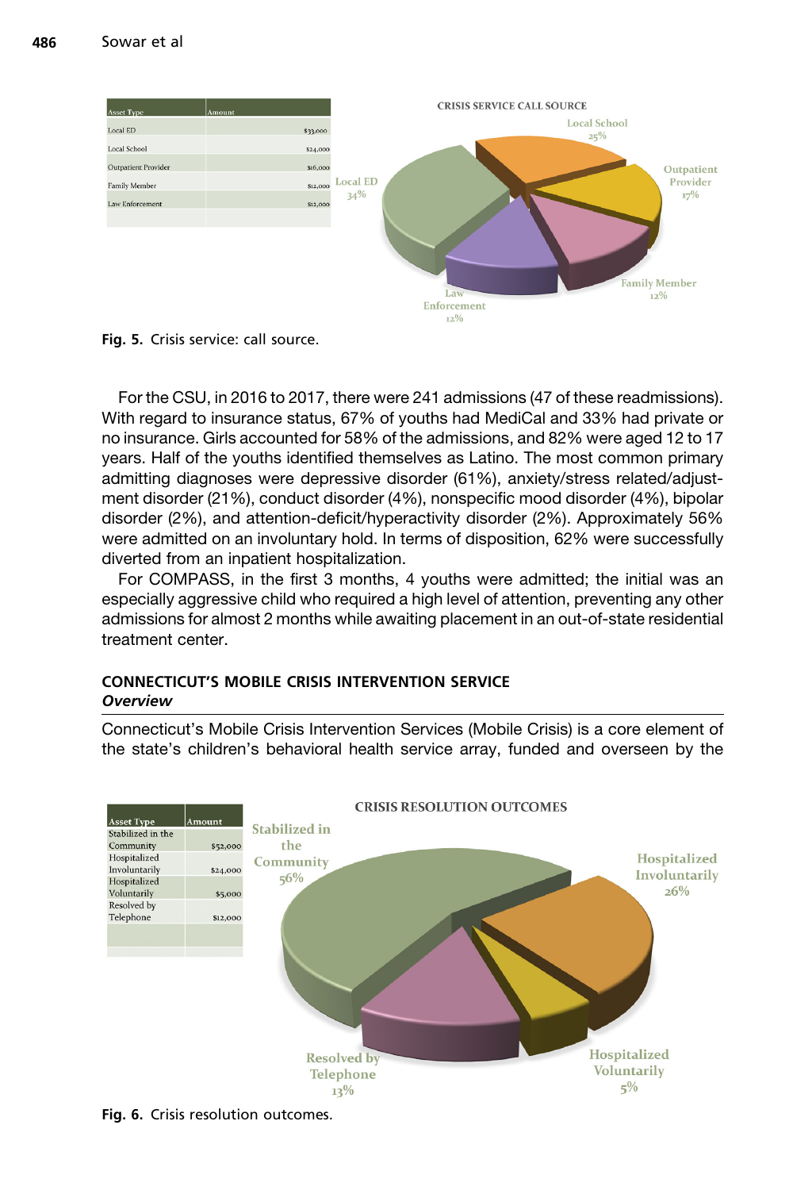| Asset Type | Amount |
|---|---|
| Local ED | $33,000 |
| Local School | $24,000 |
| Outpatient Provider | $16,000 |
| Family Member | $12,000 |
| Law Enforcement | $12,000 |

CRISIS SERVICE CALL SOURCE

Local School 25%; Outpatient Provider 17%; Family Member 12%; Law Enforcement 12%; Local ED 34%

**Fig. 5.** Crisis service: call source.

For the CSU, in 2016 to 2017, there were 241 admissions (47 of these readmissions). With regard to insurance status, 67% of youths had MediCal and 33% had private or no insurance. Girls accounted for 58% of the admissions, and 82% were aged 12 to 17 years. Half of the youths identified themselves as Latino. The most common primary admitting diagnoses were depressive disorder (61%), anxiety/stress related/adjustment disorder (21%), conduct disorder (4%), nonspecific mood disorder (4%), bipolar disorder (2%), and attention-deficit/hyperactivity disorder (2%). Approximately 56% were admitted on an involuntary hold. In terms of disposition, 62% were successfully diverted from an inpatient hospitalization.

For COMPASS, in the first 3 months, 4 youths were admitted; the initial was an especially aggressive child who required a high level of attention, preventing any other admissions for almost 2 months while awaiting placement in an out-of-state residential treatment center.

## CONNECTICUT'S MOBILE CRISIS INTERVENTION SERVICE

### *Overview*

Connecticut's Mobile Crisis Intervention Services (Mobile Crisis) is a core element of the state's children's behavioral health service array, funded and overseen by the

| Asset Type | Amount |
|---|---|
| Stabilized in the Community | $52,000 |
| Hospitalized Involuntarily | $24,000 |
| Hospitalized Voluntarily | $5,000 |
| Resolved by Telephone | $12,000 |

CRISIS RESOLUTION OUTCOMES

Stabilized in the Community 56%; Hospitalized Involuntarily 26%; Hospitalized Voluntarily 5%; Resolved by Telephone 13%

**Fig. 6.** Crisis resolution outcomes.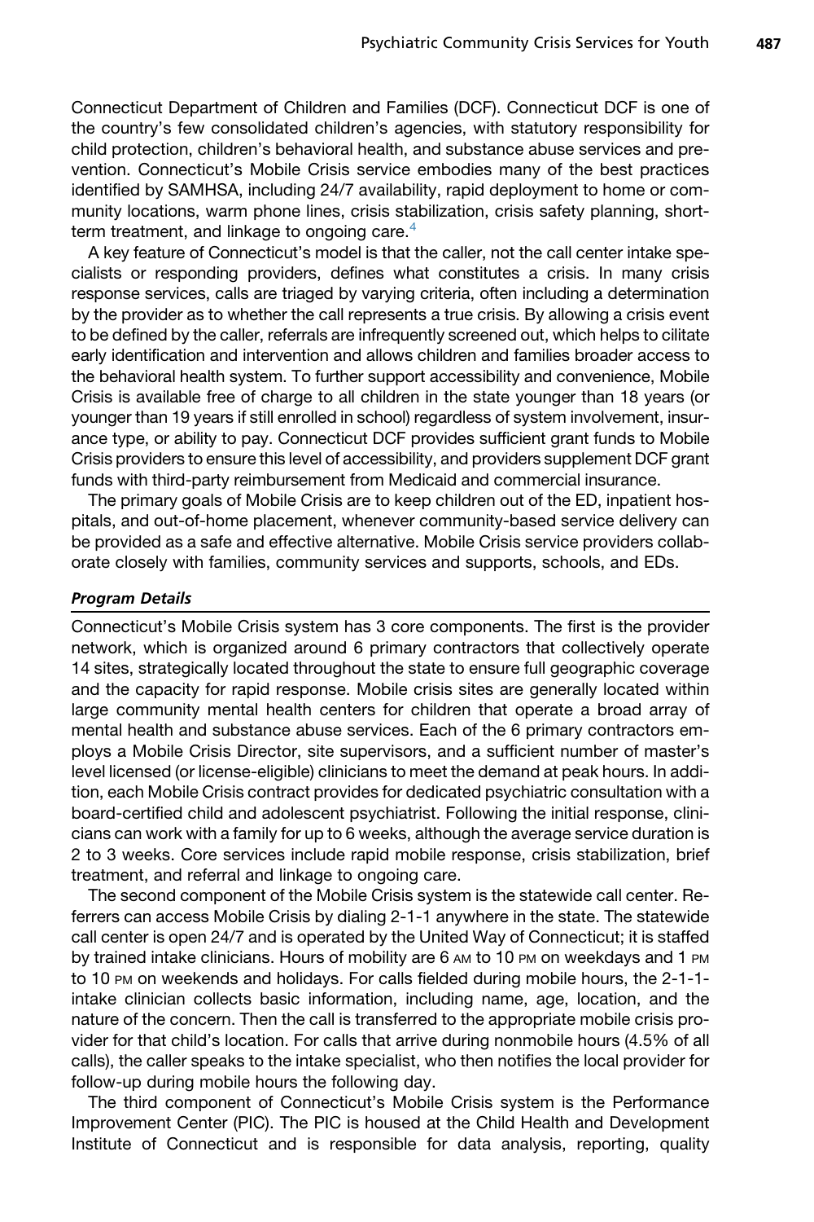Connecticut Department of Children and Families (DCF). Connecticut DCF is one of the country's few consolidated children's agencies, with statutory responsibility for child protection, children's behavioral health, and substance abuse services and prevention. Connecticut's Mobile Crisis service embodies many of the best practices identified by SAMHSA, including 24/7 availability, rapid deployment to home or community locations, warm phone lines, crisis stabilization, crisis safety planning, short-term treatment, and linkage to ongoing care.[4]

A key feature of Connecticut's model is that the caller, not the call center intake specialists or responding providers, defines what constitutes a crisis. In many crisis response services, calls are triaged by varying criteria, often including a determination by the provider as to whether the call represents a true crisis. By allowing a crisis event to be defined by the caller, referrals are infrequently screened out, which helps to cilitate early identification and intervention and allows children and families broader access to the behavioral health system. To further support accessibility and convenience, Mobile Crisis is available free of charge to all children in the state younger than 18 years (or younger than 19 years if still enrolled in school) regardless of system involvement, insurance type, or ability to pay. Connecticut DCF provides sufficient grant funds to Mobile Crisis providers to ensure this level of accessibility, and providers supplement DCF grant funds with third-party reimbursement from Medicaid and commercial insurance.

The primary goals of Mobile Crisis are to keep children out of the ED, inpatient hospitals, and out-of-home placement, whenever community-based service delivery can be provided as a safe and effective alternative. Mobile Crisis service providers collaborate closely with families, community services and supports, schools, and EDs.

### *Program Details*

Connecticut's Mobile Crisis system has 3 core components. The first is the provider network, which is organized around 6 primary contractors that collectively operate 14 sites, strategically located throughout the state to ensure full geographic coverage and the capacity for rapid response. Mobile crisis sites are generally located within large community mental health centers for children that operate a broad array of mental health and substance abuse services. Each of the 6 primary contractors employs a Mobile Crisis Director, site supervisors, and a sufficient number of master's level licensed (or license-eligible) clinicians to meet the demand at peak hours. In addition, each Mobile Crisis contract provides for dedicated psychiatric consultation with a board-certified child and adolescent psychiatrist. Following the initial response, clinicians can work with a family for up to 6 weeks, although the average service duration is 2 to 3 weeks. Core services include rapid mobile response, crisis stabilization, brief treatment, and referral and linkage to ongoing care.

The second component of the Mobile Crisis system is the statewide call center. Referrers can access Mobile Crisis by dialing 2-1-1 anywhere in the state. The statewide call center is open 24/7 and is operated by the United Way of Connecticut; it is staffed by trained intake clinicians. Hours of mobility are 6 AM to 10 PM on weekdays and 1 PM to 10 PM on weekends and holidays. For calls fielded during mobile hours, the 2-1-1-intake clinician collects basic information, including name, age, location, and the nature of the concern. Then the call is transferred to the appropriate mobile crisis provider for that child's location. For calls that arrive during nonmobile hours (4.5% of all calls), the caller speaks to the intake specialist, who then notifies the local provider for follow-up during mobile hours the following day.

The third component of Connecticut's Mobile Crisis system is the Performance Improvement Center (PIC). The PIC is housed at the Child Health and Development Institute of Connecticut and is responsible for data analysis, reporting, quality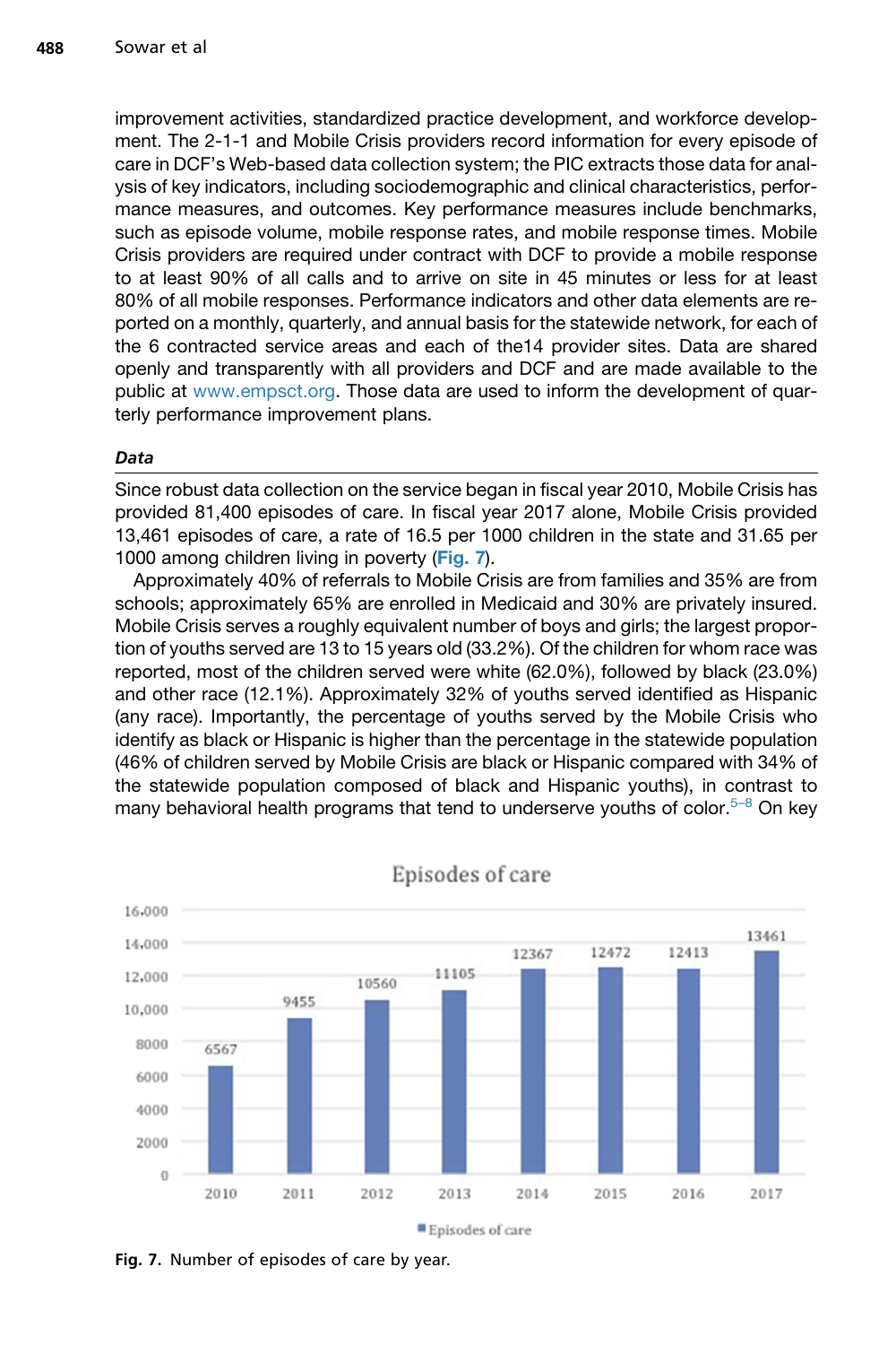improvement activities, standardized practice development, and workforce development. The 2-1-1 and Mobile Crisis providers record information for every episode of care in DCF's Web-based data collection system; the PIC extracts those data for analysis of key indicators, including sociodemographic and clinical characteristics, performance measures, and outcomes. Key performance measures include benchmarks, such as episode volume, mobile response rates, and mobile response times. Mobile Crisis providers are required under contract with DCF to provide a mobile response to at least 90% of all calls and to arrive on site in 45 minutes or less for at least 80% of all mobile responses. Performance indicators and other data elements are reported on a monthly, quarterly, and annual basis for the statewide network, for each of the 6 contracted service areas and each of the14 provider sites. Data are shared openly and transparently with all providers and DCF and are made available to the public at www.empsct.org. Those data are used to inform the development of quarterly performance improvement plans.

### *Data*

Since robust data collection on the service began in fiscal year 2010, Mobile Crisis has provided 81,400 episodes of care. In fiscal year 2017 alone, Mobile Crisis provided 13,461 episodes of care, a rate of 16.5 per 1000 children in the state and 31.65 per 1000 among children living in poverty (**Fig. 7**).

Approximately 40% of referrals to Mobile Crisis are from families and 35% are from schools; approximately 65% are enrolled in Medicaid and 30% are privately insured. Mobile Crisis serves a roughly equivalent number of boys and girls; the largest proportion of youths served are 13 to 15 years old (33.2%). Of the children for whom race was reported, most of the children served were white (62.0%), followed by black (23.0%) and other race (12.1%). Approximately 32% of youths served identified as Hispanic (any race). Importantly, the percentage of youths served by the Mobile Crisis who identify as black or Hispanic is higher than the percentage in the statewide population (46% of children served by Mobile Crisis are black or Hispanic compared with 34% of the statewide population composed of black and Hispanic youths), in contrast to many behavioral health programs that tend to underserve youths of color.[5–8] On key

Episodes of care

| Year | Episodes of care |
|---|---|
| 2010 | 6567 |
| 2011 | 9455 |
| 2012 | 10560 |
| 2013 | 11105 |
| 2014 | 12367 |
| 2015 | 12472 |
| 2016 | 12413 |
| 2017 | 13461 |

**Fig. 7.** Number of episodes of care by year.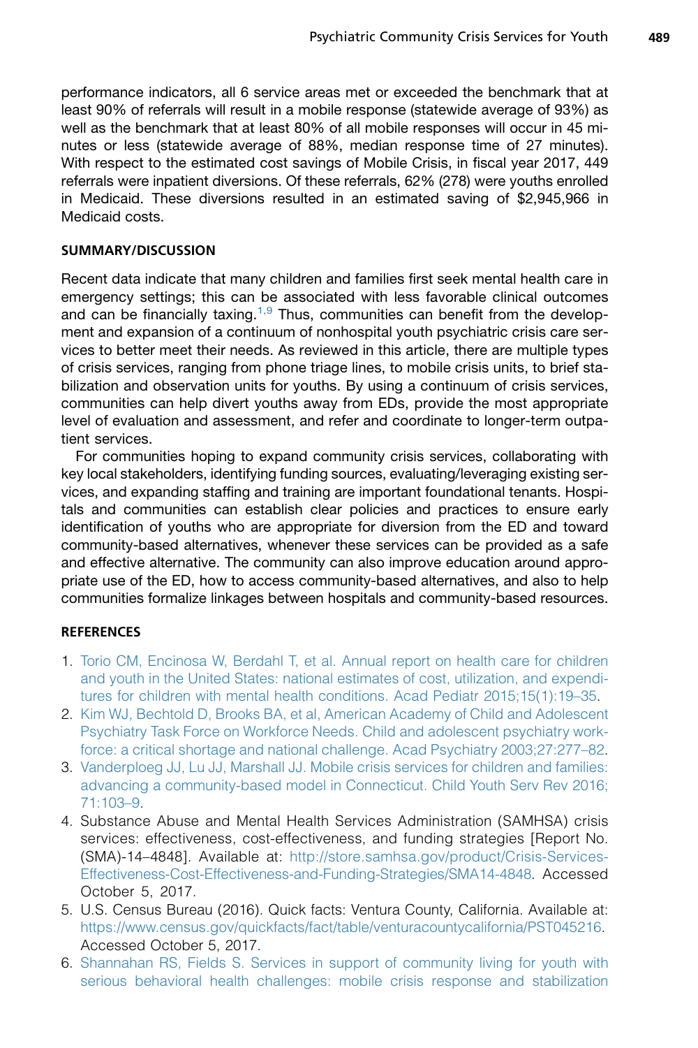performance indicators, all 6 service areas met or exceeded the benchmark that at least 90% of referrals will result in a mobile response (statewide average of 93%) as well as the benchmark that at least 80% of all mobile responses will occur in 45 minutes or less (statewide average of 88%, median response time of 27 minutes). With respect to the estimated cost savings of Mobile Crisis, in fiscal year 2017, 449 referrals were inpatient diversions. Of these referrals, 62% (278) were youths enrolled in Medicaid. These diversions resulted in an estimated saving of $2,945,966 in Medicaid costs.

## SUMMARY/DISCUSSION

Recent data indicate that many children and families first seek mental health care in emergency settings; this can be associated with less favorable clinical outcomes and can be financially taxing.[1,9] Thus, communities can benefit from the development and expansion of a continuum of nonhospital youth psychiatric crisis care services to better meet their needs. As reviewed in this article, there are multiple types of crisis services, ranging from phone triage lines, to mobile crisis units, to brief stabilization and observation units for youths. By using a continuum of crisis services, communities can help divert youths away from EDs, provide the most appropriate level of evaluation and assessment, and refer and coordinate to longer-term outpatient services.

For communities hoping to expand community crisis services, collaborating with key local stakeholders, identifying funding sources, evaluating/leveraging existing services, and expanding staffing and training are important foundational tenants. Hospitals and communities can establish clear policies and practices to ensure early identification of youths who are appropriate for diversion from the ED and toward community-based alternatives, whenever these services can be provided as a safe and effective alternative. The community can also improve education around appropriate use of the ED, how to access community-based alternatives, and also to help communities formalize linkages between hospitals and community-based resources.

## REFERENCES

1. Torio CM, Encinosa W, Berdahl T, et al. Annual report on health care for children and youth in the United States: national estimates of cost, utilization, and expenditures for children with mental health conditions. Acad Pediatr 2015;15(1):19–35.
2. Kim WJ, Bechtold D, Brooks BA, et al, American Academy of Child and Adolescent Psychiatry Task Force on Workforce Needs. Child and adolescent psychiatry workforce: a critical shortage and national challenge. Acad Psychiatry 2003;27:277–82.
3. Vanderploeg JJ, Lu JJ, Marshall JJ. Mobile crisis services for children and families: advancing a community-based model in Connecticut. Child Youth Serv Rev 2016; 71:103–9.
4. Substance Abuse and Mental Health Services Administration (SAMHSA) crisis services: effectiveness, cost-effectiveness, and funding strategies [Report No. (SMA)-14–4848]. Available at: http://store.samhsa.gov/product/Crisis-Services-Effectiveness-Cost-Effectiveness-and-Funding-Strategies/SMA14-4848. Accessed October 5, 2017.
5. U.S. Census Bureau (2016). Quick facts: Ventura County, California. Available at: https://www.census.gov/quickfacts/fact/table/venturacountycalifornia/PST045216. Accessed October 5, 2017.
6. Shannahan RS, Fields S. Services in support of community living for youth with serious behavioral health challenges: mobile crisis response and stabilization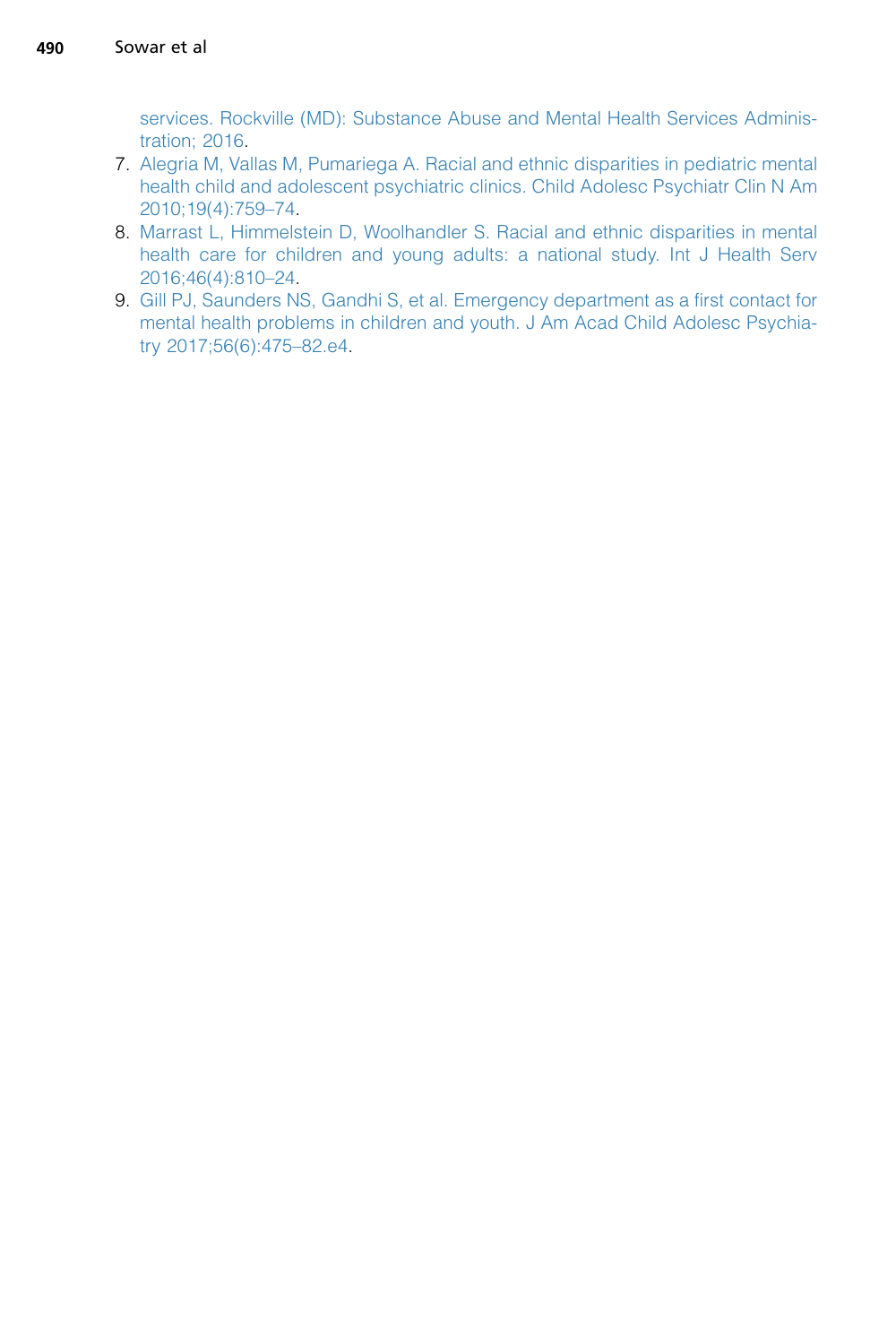services. Rockville (MD): Substance Abuse and Mental Health Services Administration; 2016.

7. Alegria M, Vallas M, Pumariega A. Racial and ethnic disparities in pediatric mental health child and adolescent psychiatric clinics. Child Adolesc Psychiatr Clin N Am 2010;19(4):759–74.
8. Marrast L, Himmelstein D, Woolhandler S. Racial and ethnic disparities in mental health care for children and young adults: a national study. Int J Health Serv 2016;46(4):810–24.
9. Gill PJ, Saunders NS, Gandhi S, et al. Emergency department as a first contact for mental health problems in children and youth. J Am Acad Child Adolesc Psychiatry 2017;56(6):475–82.e4.